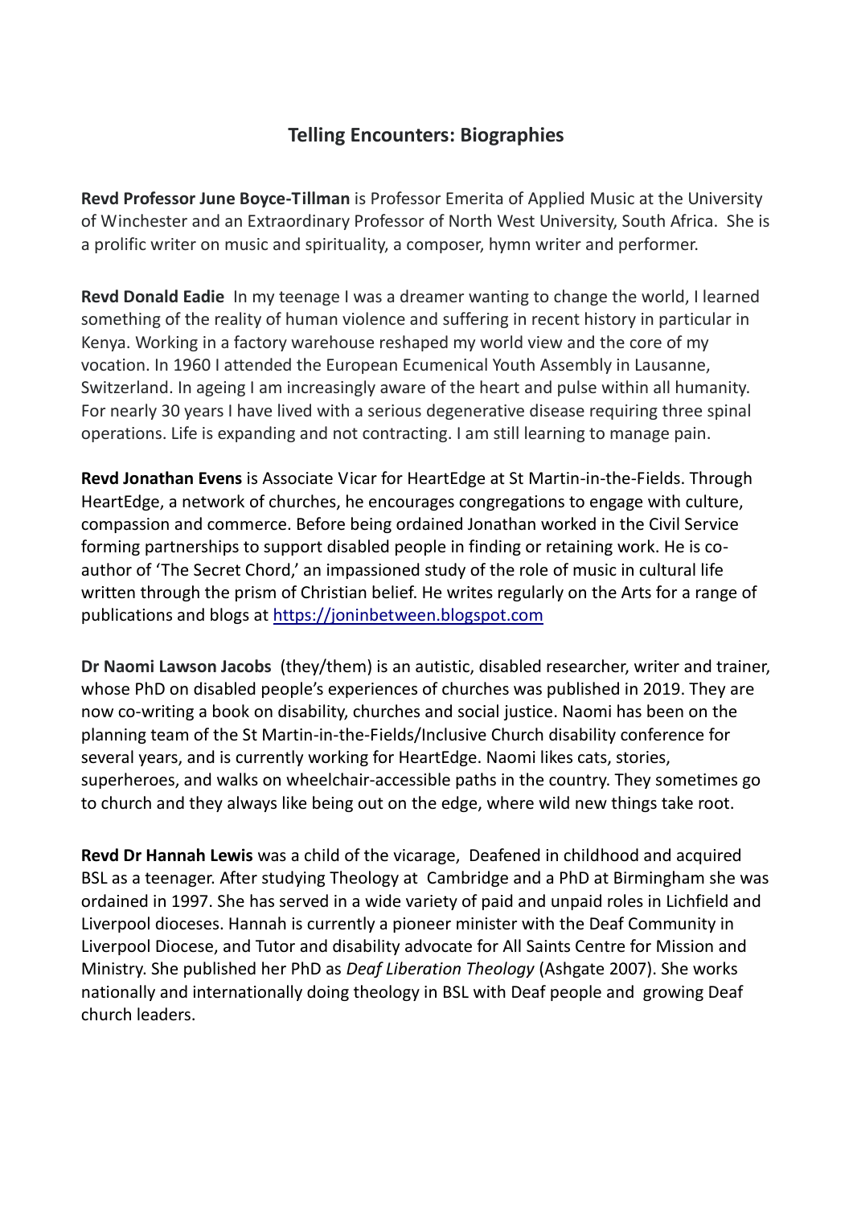## Telling Encounters: Biographies

**Revd Professor June Boyce-Tillman** is Professor Emerita of Applied Music at the University of Winchester and an Extraordinary Professor of North West University, South Africa. She is a prolific writer on music and spirituality, a composer, hymn writer and performer.

**Revd Donald Eadie** In my teenage I was a dreamer wanting to change the world, I learned something of the reality of human violence and suffering in recent history in particular in Kenya. Working in a factory warehouse reshaped my world view and the core of my vocation. In 1960 I attended the European Ecumenical Youth Assembly in Lausanne, Switzerland. In ageing I am increasingly aware of the heart and pulse within all humanity. For nearly 30 years I have lived with a serious degenerative disease requiring three spinal operations. Life is expanding and not contracting. I am still learning to manage pain.

**Revd Jonathan Evens** is Associate Vicar for HeartEdge at St Martin-in-the-Fields. Through HeartEdge, a network of churches, he encourages congregations to engage with culture, compassion and commerce. Before being ordained Jonathan worked in the Civil Service forming partnerships to support disabled people in finding or retaining work. He is co-author of 'The Secret Chord,' an impassioned study of the role of music in cultural life written through the prism of Christian belief. He writes regularly on the Arts for a range of publications and blogs at https://joninbetween.blogspot.com

**Dr Naomi Lawson Jacobs** (they/them) is an autistic, disabled researcher, writer and trainer, whose PhD on disabled people's experiences of churches was published in 2019. They are now co-writing a book on disability, churches and social justice. Naomi has been on the planning team of the St Martin-in-the-Fields/Inclusive Church disability conference for several years, and is currently working for HeartEdge. Naomi likes cats, stories, superheroes, and walks on wheelchair-accessible paths in the country. They sometimes go to church and they always like being out on the edge, where wild new things take root.

**Revd Dr Hannah Lewis** was a child of the vicarage, Deafened in childhood and acquired BSL as a teenager. After studying Theology at Cambridge and a PhD at Birmingham she was ordained in 1997. She has served in a wide variety of paid and unpaid roles in Lichfield and Liverpool dioceses. Hannah is currently a pioneer minister with the Deaf Community in Liverpool Diocese, and Tutor and disability advocate for All Saints Centre for Mission and Ministry. She published her PhD as *Deaf Liberation Theology* (Ashgate 2007). She works nationally and internationally doing theology in BSL with Deaf people and growing Deaf church leaders.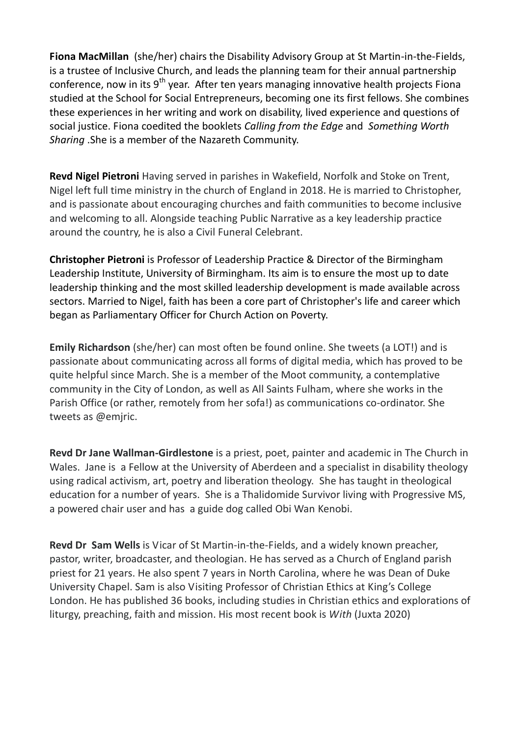**Fiona MacMillan** (she/her) chairs the Disability Advisory Group at St Martin-in-the-Fields, is a trustee of Inclusive Church, and leads the planning team for their annual partnership conference, now in its 9th year. After ten years managing innovative health projects Fiona studied at the School for Social Entrepreneurs, becoming one its first fellows. She combines these experiences in her writing and work on disability, lived experience and questions of social justice. Fiona coedited the booklets *Calling from the Edge* and *Something Worth Sharing* .She is a member of the Nazareth Community.

**Revd Nigel Pietroni** Having served in parishes in Wakefield, Norfolk and Stoke on Trent, Nigel left full time ministry in the church of England in 2018. He is married to Christopher, and is passionate about encouraging churches and faith communities to become inclusive and welcoming to all. Alongside teaching Public Narrative as a key leadership practice around the country, he is also a Civil Funeral Celebrant.

**Christopher Pietroni** is Professor of Leadership Practice & Director of the Birmingham Leadership Institute, University of Birmingham. Its aim is to ensure the most up to date leadership thinking and the most skilled leadership development is made available across sectors. Married to Nigel, faith has been a core part of Christopher's life and career which began as Parliamentary Officer for Church Action on Poverty.

**Emily Richardson** (she/her) can most often be found online. She tweets (a LOT!) and is passionate about communicating across all forms of digital media, which has proved to be quite helpful since March. She is a member of the Moot community, a contemplative community in the City of London, as well as All Saints Fulham, where she works in the Parish Office (or rather, remotely from her sofa!) as communications co-ordinator. She tweets as @emjric.

**Revd Dr Jane Wallman-Girdlestone** is a priest, poet, painter and academic in The Church in Wales. Jane is a Fellow at the University of Aberdeen and a specialist in disability theology using radical activism, art, poetry and liberation theology. She has taught in theological education for a number of years. She is a Thalidomide Survivor living with Progressive MS, a powered chair user and has a guide dog called Obi Wan Kenobi.

**Revd Dr Sam Wells** is Vicar of St Martin-in-the-Fields, and a widely known preacher, pastor, writer, broadcaster, and theologian. He has served as a Church of England parish priest for 21 years. He also spent 7 years in North Carolina, where he was Dean of Duke University Chapel. Sam is also Visiting Professor of Christian Ethics at King's College London. He has published 36 books, including studies in Christian ethics and explorations of liturgy, preaching, faith and mission. His most recent book is *With* (Juxta 2020)